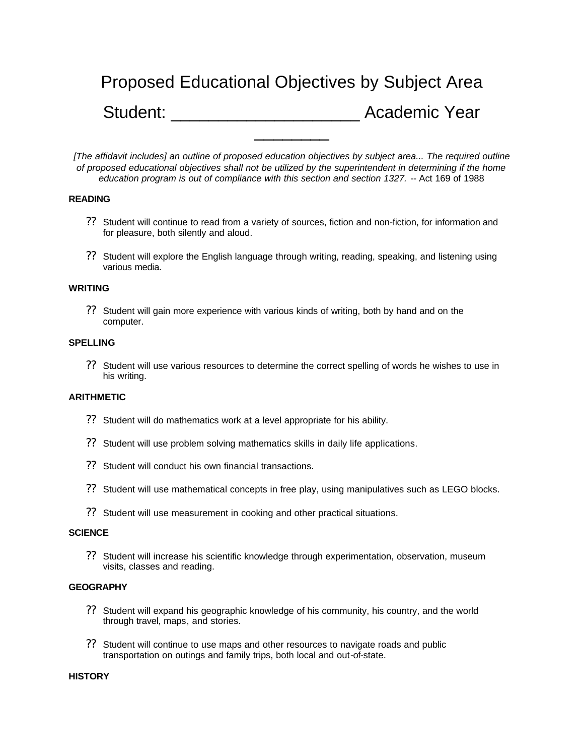# Proposed Educational Objectives by Subject Area

## Student: ____________________ Academic Year ________

*[The affidavit includes] an outline of proposed education objectives by subject area... The required outline of proposed educational objectives shall not be utilized by the superintendent in determining if the home education program is out of compliance with this section and section 1327.* -- Act 169 of 1988

**READING**

- Student will continue to read from a variety of sources, fiction and non-fiction, for information and for pleasure, both silently and aloud.
- Student will explore the English language through writing, reading, speaking, and listening using various media.

**WRITING**

- Student will gain more experience with various kinds of writing, both by hand and on the computer.

**SPELLING**

- Student will use various resources to determine the correct spelling of words he wishes to use in his writing.

**ARITHMETIC**

- Student will do mathematics work at a level appropriate for his ability.
- Student will use problem solving mathematics skills in daily life applications.
- Student will conduct his own financial transactions.
- Student will use mathematical concepts in free play, using manipulatives such as LEGO blocks.
- Student will use measurement in cooking and other practical situations.

**SCIENCE**

- Student will increase his scientific knowledge through experimentation, observation, museum visits, classes and reading.

**GEOGRAPHY**

- Student will expand his geographic knowledge of his community, his country, and the world through travel, maps, and stories.
- Student will continue to use maps and other resources to navigate roads and public transportation on outings and family trips, both local and out-of-state.

**HISTORY**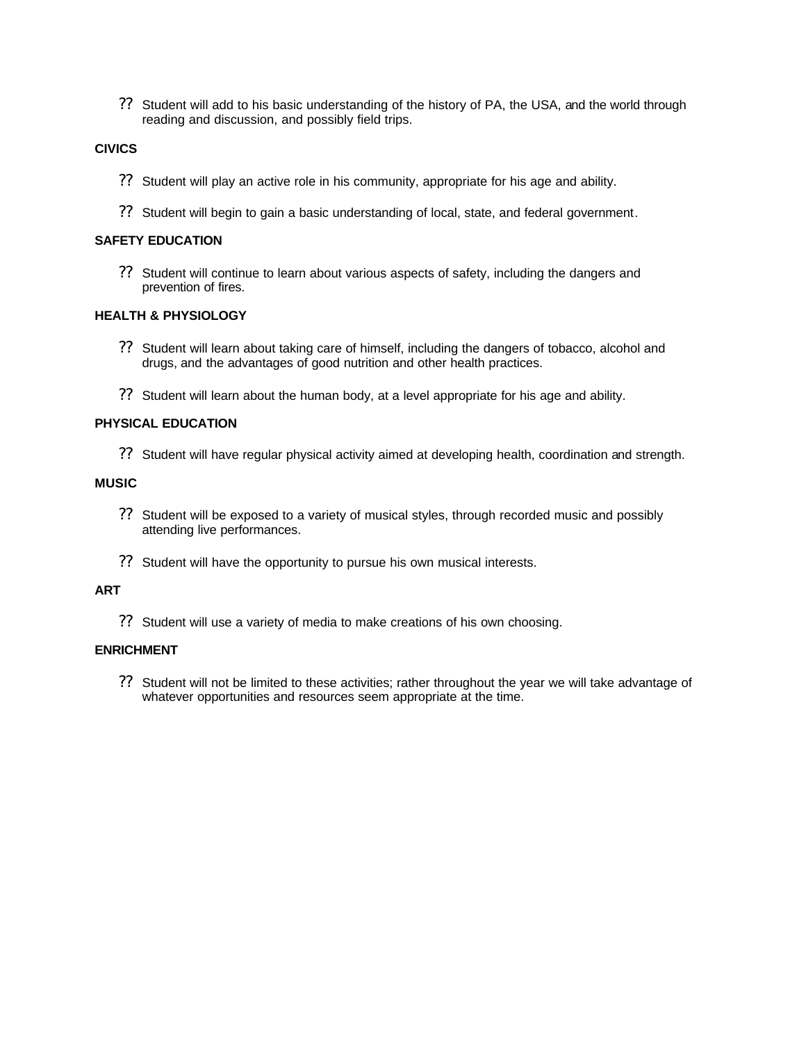?? Student will add to his basic understanding of the history of PA, the USA, and the world through reading and discussion, and possibly field trips.

**CIVICS**

?? Student will play an active role in his community, appropriate for his age and ability.

?? Student will begin to gain a basic understanding of local, state, and federal government.

**SAFETY EDUCATION**

?? Student will continue to learn about various aspects of safety, including the dangers and prevention of fires.

**HEALTH & PHYSIOLOGY**

?? Student will learn about taking care of himself, including the dangers of tobacco, alcohol and drugs, and the advantages of good nutrition and other health practices.

?? Student will learn about the human body, at a level appropriate for his age and ability.

**PHYSICAL EDUCATION**

?? Student will have regular physical activity aimed at developing health, coordination and strength.

**MUSIC**

?? Student will be exposed to a variety of musical styles, through recorded music and possibly attending live performances.

?? Student will have the opportunity to pursue his own musical interests.

**ART**

?? Student will use a variety of media to make creations of his own choosing.

**ENRICHMENT**

?? Student will not be limited to these activities; rather throughout the year we will take advantage of whatever opportunities and resources seem appropriate at the time.